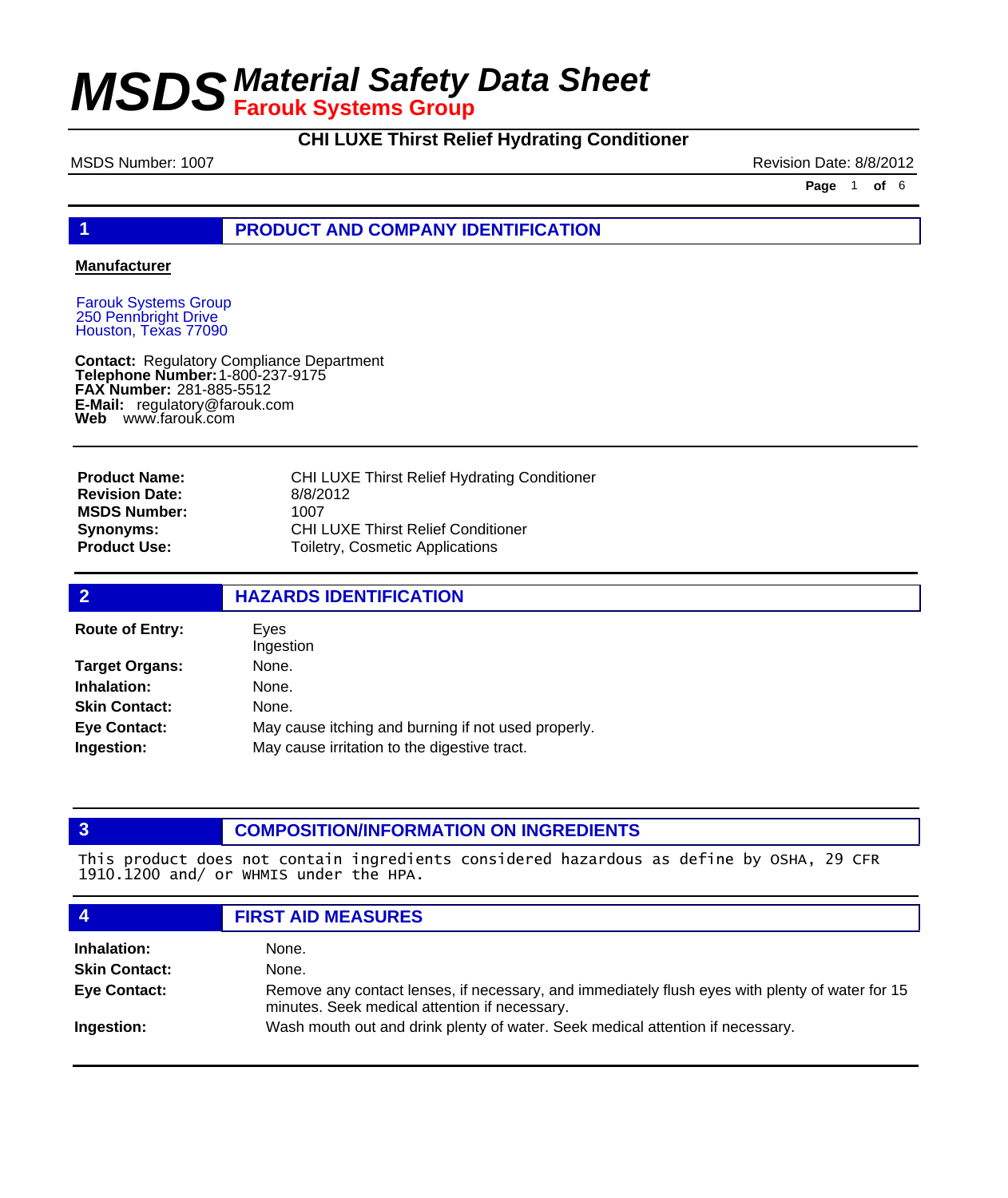# MSDS Material Safety Data Sheet

**Farouk Systems Group**

## CHI LUXE Thirst Relief Hydrating Conditioner

MSDS Number: 1007 | Revision Date: 8/8/2012

## 1 PRODUCT AND COMPANY IDENTIFICATION

**Manufacturer**

Farouk Systems Group
250 Pennbright Drive
Houston, Texas 77090

**Contact:** Regulatory Compliance Department
**Telephone Number:** 1-800-237-9175
**FAX Number:** 281-885-5512
**E-Mail:** regulatory@farouk.com
**Web** www.farouk.com

| | |
|---|---|
| **Product Name:** | CHI LUXE Thirst Relief Hydrating Conditioner |
| **Revision Date:** | 8/8/2012 |
| **MSDS Number:** | 1007 |
| **Synonyms:** | CHI LUXE Thirst Relief Conditioner |
| **Product Use:** | Toiletry, Cosmetic Applications |

## 2 HAZARDS IDENTIFICATION

| | |
|---|---|
| **Route of Entry:** | Eyes<br>Ingestion |
| **Target Organs:** | None. |
| **Inhalation:** | None. |
| **Skin Contact:** | None. |
| **Eye Contact:** | May cause itching and burning if not used properly. |
| **Ingestion:** | May cause irritation to the digestive tract. |

## 3 COMPOSITION/INFORMATION ON INGREDIENTS

This product does not contain ingredients considered hazardous as define by OSHA, 29 CFR 1910.1200 and/ or WHMIS under the HPA.

## 4 FIRST AID MEASURES

| | |
|---|---|
| **Inhalation:** | None. |
| **Skin Contact:** | None. |
| **Eye Contact:** | Remove any contact lenses, if necessary, and immediately flush eyes with plenty of water for 15 minutes. Seek medical attention if necessary. |
| **Ingestion:** | Wash mouth out and drink plenty of water. Seek medical attention if necessary. |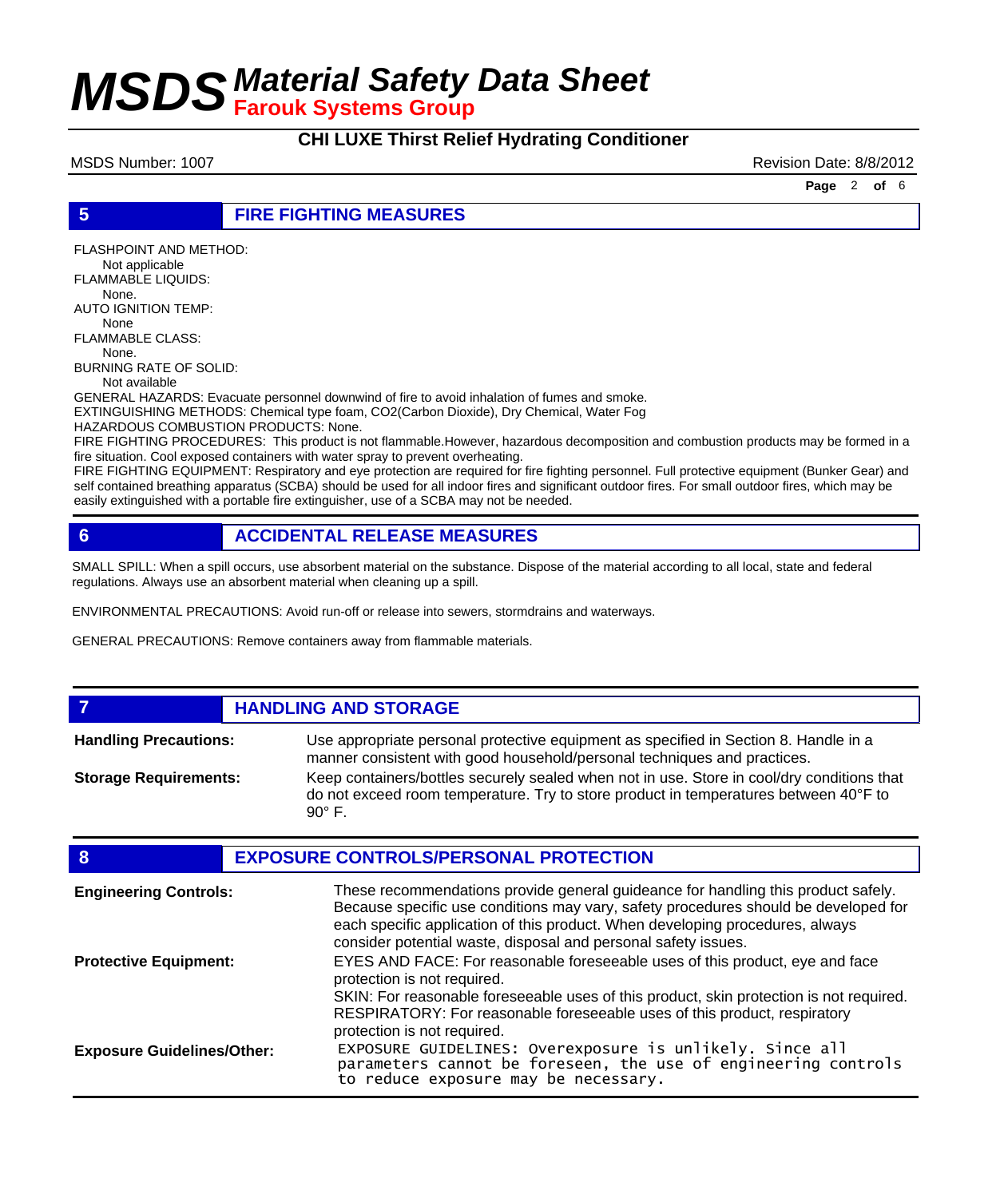## 5 FIRE FIGHTING MEASURES

FLASHPOINT AND METHOD:
Not applicable
FLAMMABLE LIQUIDS:
None.
AUTO IGNITION TEMP:
None
FLAMMABLE CLASS:
None.
BURNING RATE OF SOLID:
Not available
GENERAL HAZARDS: Evacuate personnel downwind of fire to avoid inhalation of fumes and smoke.
EXTINGUISHING METHODS: Chemical type foam, CO2(Carbon Dioxide), Dry Chemical, Water Fog
HAZARDOUS COMBUSTION PRODUCTS: None.
FIRE FIGHTING PROCEDURES: This product is not flammable.However, hazardous decomposition and combustion products may be formed in a fire situation. Cool exposed containers with water spray to prevent overheating.
FIRE FIGHTING EQUIPMENT: Respiratory and eye protection are required for fire fighting personnel. Full protective equipment (Bunker Gear) and self contained breathing apparatus (SCBA) should be used for all indoor fires and significant outdoor fires. For small outdoor fires, which may be easily extinguished with a portable fire extinguisher, use of a SCBA may not be needed.

## 6 ACCIDENTAL RELEASE MEASURES

SMALL SPILL: When a spill occurs, use absorbent material on the substance. Dispose of the material according to all local, state and federal regulations. Always use an absorbent material when cleaning up a spill.

ENVIRONMENTAL PRECAUTIONS: Avoid run-off or release into sewers, stormdrains and waterways.

GENERAL PRECAUTIONS: Remove containers away from flammable materials.

## 7 HANDLING AND STORAGE

**Handling Precautions:** Use appropriate personal protective equipment as specified in Section 8. Handle in a manner consistent with good household/personal techniques and practices.

**Storage Requirements:** Keep containers/bottles securely sealed when not in use. Store in cool/dry conditions that do not exceed room temperature. Try to store product in temperatures between 40°F to 90° F.

## 8 EXPOSURE CONTROLS/PERSONAL PROTECTION

**Engineering Controls:** These recommendations provide general guideance for handling this product safely. Because specific use conditions may vary, safety procedures should be developed for each specific application of this product. When developing procedures, always consider potential waste, disposal and personal safety issues.

**Protective Equipment:** EYES AND FACE: For reasonable foreseeable uses of this product, eye and face protection is not required.
SKIN: For reasonable foreseeable uses of this product, skin protection is not required.
RESPIRATORY: For reasonable foreseeable uses of this product, respiratory protection is not required.

**Exposure Guidelines/Other:** EXPOSURE GUIDELINES: Overexposure is unlikely. Since all parameters cannot be foreseen, the use of engineering controls to reduce exposure may be necessary.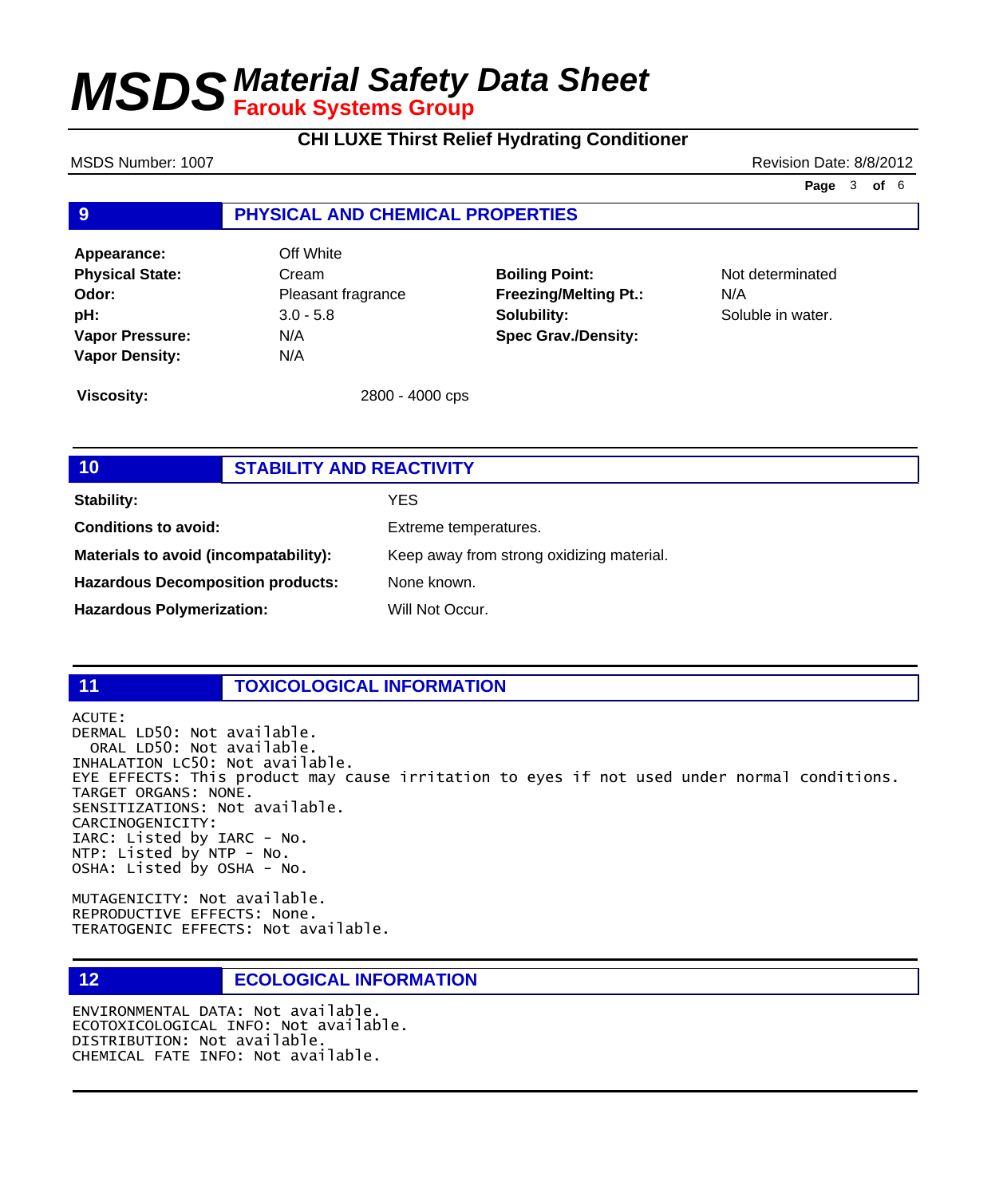## 9 PHYSICAL AND CHEMICAL PROPERTIES

| | | | |
|---|---|---|---|
| **Appearance:** | Off White | | |
| **Physical State:** | Cream | **Boiling Point:** | Not determinated |
| **Odor:** | Pleasant fragrance | **Freezing/Melting Pt.:** | N/A |
| **pH:** | 3.0 - 5.8 | **Solubility:** | Soluble in water. |
| **Vapor Pressure:** | N/A | **Spec Grav./Density:** | |
| **Vapor Density:** | N/A | | |

**Viscosity:** 2800 - 4000 cps

## 10 STABILITY AND REACTIVITY

**Stability:** YES

**Conditions to avoid:** Extreme temperatures.

**Materials to avoid (incompatability):** Keep away from strong oxidizing material.

**Hazardous Decomposition products:** None known.

**Hazardous Polymerization:** Will Not Occur.

## 11 TOXICOLOGICAL INFORMATION

ACUTE:
DERMAL LD50: Not available.
ORAL LD50: Not available.
INHALATION LC50: Not available.
EYE EFFECTS: This product may cause irritation to eyes if not used under normal conditions.
TARGET ORGANS: NONE.
SENSITIZATIONS: Not available.
CARCINOGENICITY:
IARC: Listed by IARC - No.
NTP: Listed by NTP - No.
OSHA: Listed by OSHA - No.

MUTAGENICITY: Not available.
REPRODUCTIVE EFFECTS: None.
TERATOGENIC EFFECTS: Not available.

## 12 ECOLOGICAL INFORMATION

ENVIRONMENTAL DATA: Not available.
ECOTOXICOLOGICAL INFO: Not available.
DISTRIBUTION: Not available.
CHEMICAL FATE INFO: Not available.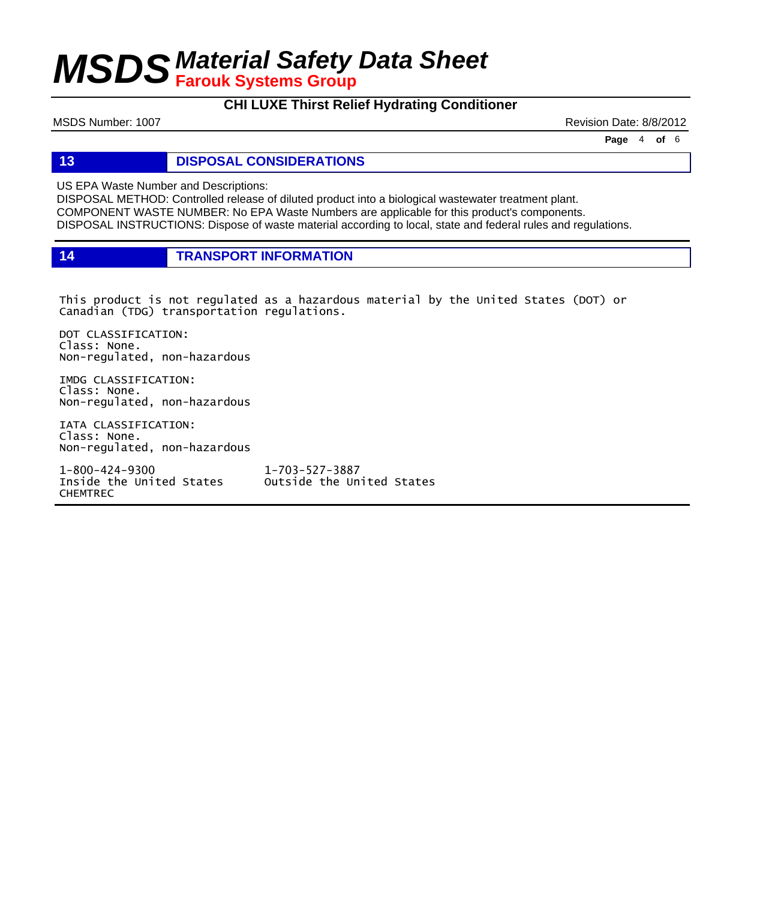## 13 DISPOSAL CONSIDERATIONS

US EPA Waste Number and Descriptions:
DISPOSAL METHOD: Controlled release of diluted product into a biological wastewater treatment plant.
COMPONENT WASTE NUMBER: No EPA Waste Numbers are applicable for this product's components.
DISPOSAL INSTRUCTIONS: Dispose of waste material according to local, state and federal rules and regulations.

## 14 TRANSPORT INFORMATION

This product is not regulated as a hazardous material by the United States (DOT) or Canadian (TDG) transportation regulations.

DOT CLASSIFICATION:
Class: None.
Non-regulated, non-hazardous

IMDG CLASSIFICATION:
Class: None.
Non-regulated, non-hazardous

IATA CLASSIFICATION:
Class: None.
Non-regulated, non-hazardous

| 1-800-424-9300 | 1-703-527-3887 |
|---|---|
| Inside the United States | Outside the United States |
| CHEMTREC | |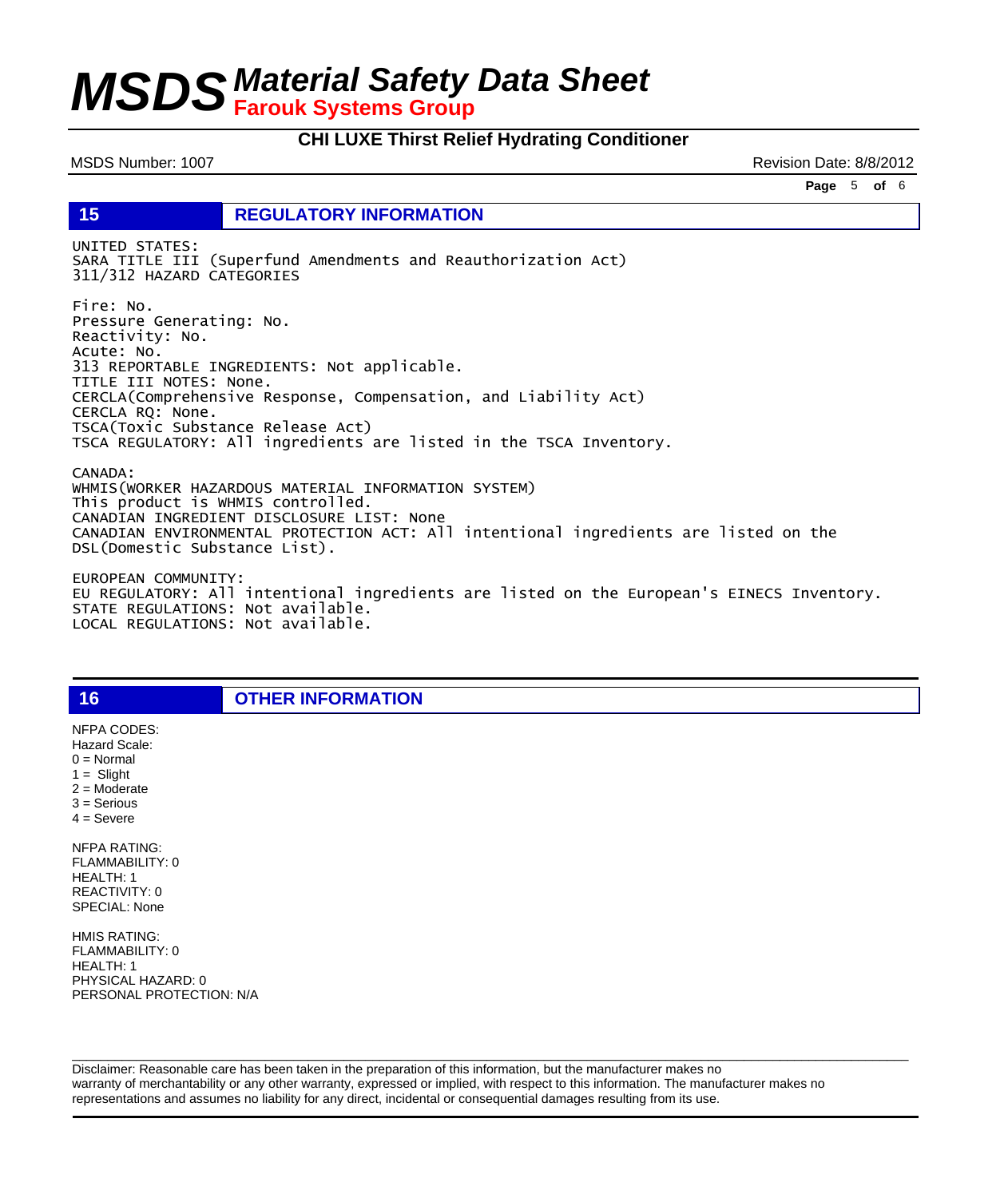## 15 REGULATORY INFORMATION

UNITED STATES:
SARA TITLE III (Superfund Amendments and Reauthorization Act)
311/312 HAZARD CATEGORIES

Fire: No.
Pressure Generating: No.
Reactivity: No.
Acute: No.
313 REPORTABLE INGREDIENTS: Not applicable.
TITLE III NOTES: None.
CERCLA(Comprehensive Response, Compensation, and Liability Act)
CERCLA RQ: None.
TSCA(Toxic Substance Release Act)
TSCA REGULATORY: All ingredients are listed in the TSCA Inventory.

CANADA:
WHMIS(WORKER HAZARDOUS MATERIAL INFORMATION SYSTEM)
This product is WHMIS controlled.
CANADIAN INGREDIENT DISCLOSURE LIST: None
CANADIAN ENVIRONMENTAL PROTECTION ACT: All intentional ingredients are listed on the DSL(Domestic Substance List).

EUROPEAN COMMUNITY:
EU REGULATORY: All intentional ingredients are listed on the European's EINECS Inventory.
STATE REGULATIONS: Not available.
LOCAL REGULATIONS: Not available.

## 16 OTHER INFORMATION

NFPA CODES:
Hazard Scale:
0 = Normal
1 = Slight
2 = Moderate
3 = Serious
4 = Severe

NFPA RATING:
FLAMMABILITY: 0
HEALTH: 1
REACTIVITY: 0
SPECIAL: None

HMIS RATING:
FLAMMABILITY: 0
HEALTH: 1
PHYSICAL HAZARD: 0
PERSONAL PROTECTION: N/A

Disclaimer: Reasonable care has been taken in the preparation of this information, but the manufacturer makes no warranty of merchantability or any other warranty, expressed or implied, with respect to this information. The manufacturer makes no representations and assumes no liability for any direct, incidental or consequential damages resulting from its use.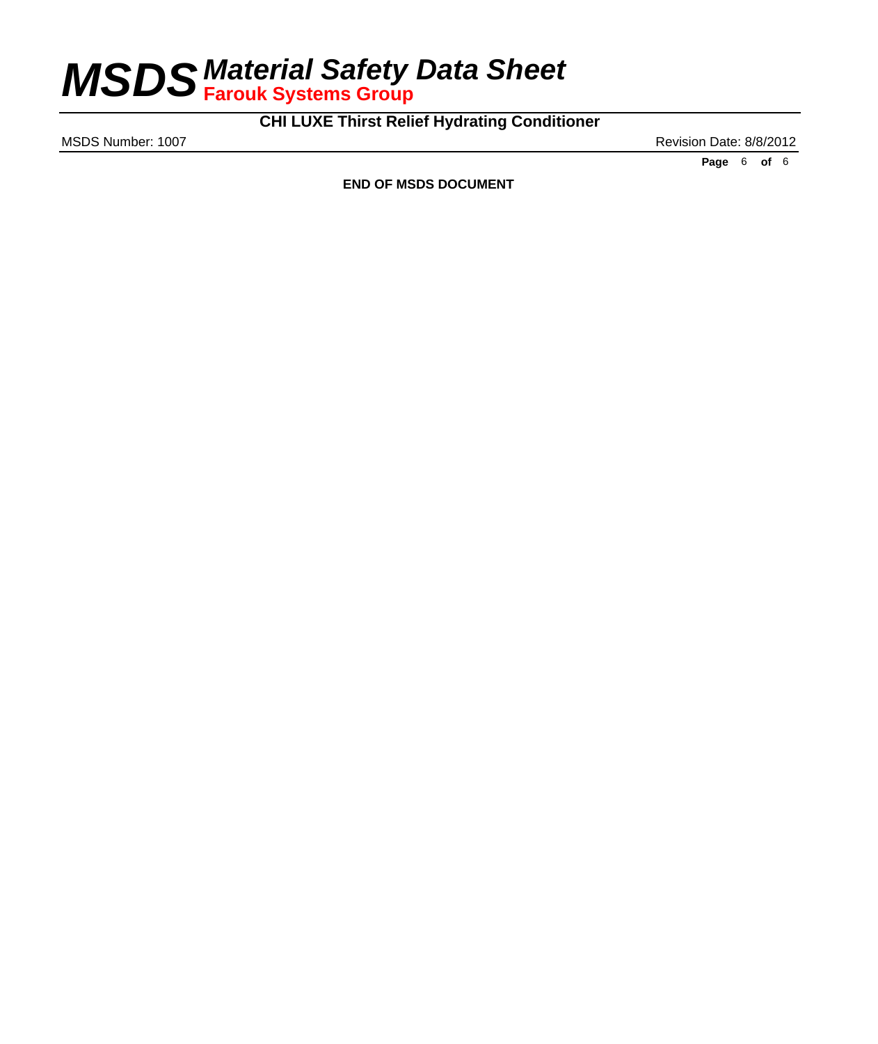**END OF MSDS DOCUMENT**